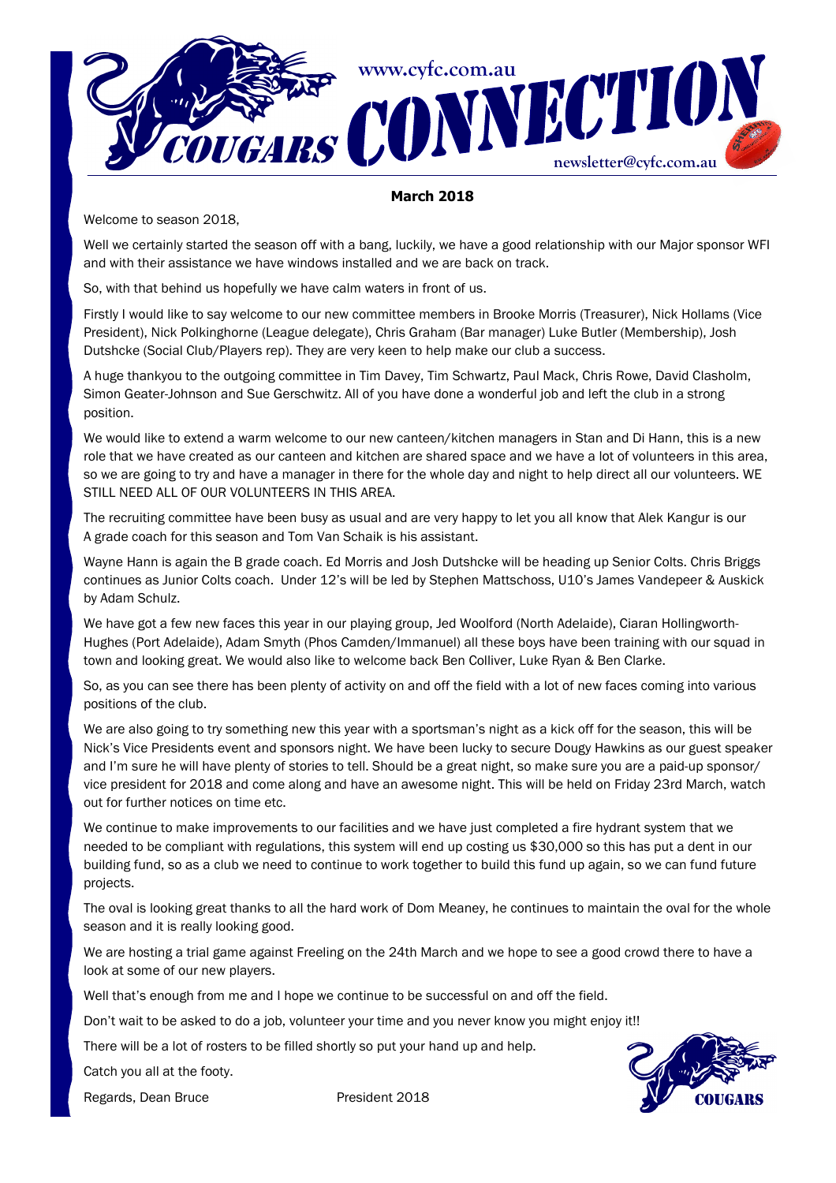# CONNECTION

www.cyfc.com.au

newsletter@cyfc.com.au

**March 2018**

Welcome to season 2018,

Well we certainly started the season off with a bang, luckily, we have a good relationship with our Major sponsor WFI and with their assistance we have windows installed and we are back on track.

So, with that behind us hopefully we have calm waters in front of us.

Firstly I would like to say welcome to our new committee members in Brooke Morris (Treasurer), Nick Hollams (Vice President), Nick Polkinghorne (League delegate), Chris Graham (Bar manager) Luke Butler (Membership), Josh Dutshcke (Social Club/Players rep). They are very keen to help make our club a success.

A huge thankyou to the outgoing committee in Tim Davey, Tim Schwartz, Paul Mack, Chris Rowe, David Clasholm, Simon Geater-Johnson and Sue Gerschwitz. All of you have done a wonderful job and left the club in a strong position.

We would like to extend a warm welcome to our new canteen/kitchen managers in Stan and Di Hann, this is a new role that we have created as our canteen and kitchen are shared space and we have a lot of volunteers in this area, so we are going to try and have a manager in there for the whole day and night to help direct all our volunteers. WE STILL NEED ALL OF OUR VOLUNTEERS IN THIS AREA.

The recruiting committee have been busy as usual and are very happy to let you all know that Alek Kangur is our A grade coach for this season and Tom Van Schaik is his assistant.

Wayne Hann is again the B grade coach. Ed Morris and Josh Dutshcke will be heading up Senior Colts. Chris Briggs continues as Junior Colts coach. Under 12's will be led by Stephen Mattschoss, U10's James Vandepeer & Auskick by Adam Schulz.

We have got a few new faces this year in our playing group, Jed Woolford (North Adelaide), Ciaran Hollingworth-Hughes (Port Adelaide), Adam Smyth (Phos Camden/Immanuel) all these boys have been training with our squad in town and looking great. We would also like to welcome back Ben Colliver, Luke Ryan & Ben Clarke.

So, as you can see there has been plenty of activity on and off the field with a lot of new faces coming into various positions of the club.

We are also going to try something new this year with a sportsman's night as a kick off for the season, this will be Nick's Vice Presidents event and sponsors night. We have been lucky to secure Dougy Hawkins as our guest speaker and I'm sure he will have plenty of stories to tell. Should be a great night, so make sure you are a paid-up sponsor/ vice president for 2018 and come along and have an awesome night. This will be held on Friday 23rd March, watch out for further notices on time etc.

We continue to make improvements to our facilities and we have just completed a fire hydrant system that we needed to be compliant with regulations, this system will end up costing us $30,000 so this has put a dent in our building fund, so as a club we need to continue to work together to build this fund up again, so we can fund future projects.

The oval is looking great thanks to all the hard work of Dom Meaney, he continues to maintain the oval for the whole season and it is really looking good.

We are hosting a trial game against Freeling on the 24th March and we hope to see a good crowd there to have a look at some of our new players.

Well that's enough from me and I hope we continue to be successful on and off the field.

Don't wait to be asked to do a job, volunteer your time and you never know you might enjoy it!!

There will be a lot of rosters to be filled shortly so put your hand up and help.

Catch you all at the footy.

Regards, Dean Bruce President 2018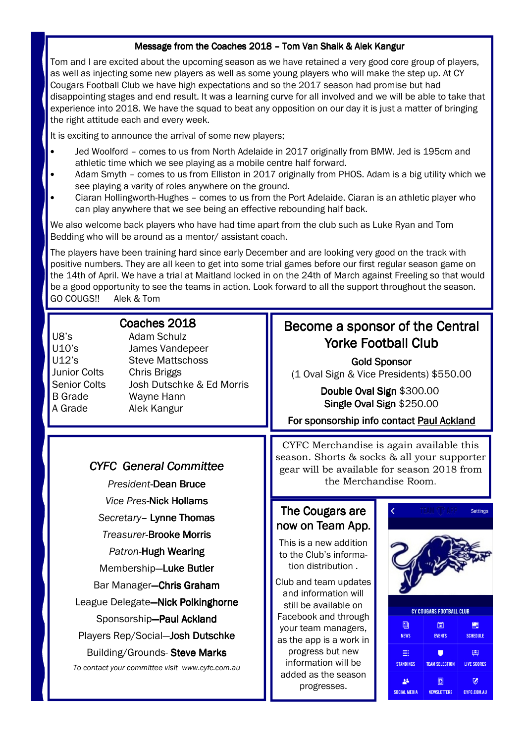## Message from the Coaches 2018 – Tom Van Shaik & Alek Kangur

Tom and I are excited about the upcoming season as we have retained a very good core group of players, as well as injecting some new players as well as some young players who will make the step up. At CY Cougars Football Club we have high expectations and so the 2017 season had promise but had disappointing stages and end result. It was a learning curve for all involved and we will be able to take that experience into 2018. We have the squad to beat any opposition on our day it is just a matter of bringing the right attitude each and every week.

It is exciting to announce the arrival of some new players;

- Jed Woolford – comes to us from North Adelaide in 2017 originally from BMW. Jed is 195cm and athletic time which we see playing as a mobile centre half forward.
- Adam Smyth – comes to us from Elliston in 2017 originally from PHOS. Adam is a big utility which we see playing a varity of roles anywhere on the ground.
- Ciaran Hollingworth-Hughes – comes to us from the Port Adelaide. Ciaran is an athletic player who can play anywhere that we see being an effective rebounding half back.

We also welcome back players who have had time apart from the club such as Luke Ryan and Tom Bedding who will be around as a mentor/ assistant coach.

The players have been training hard since early December and are looking very good on the track with positive numbers. They are all keen to get into some trial games before our first regular season game on the 14th of April. We have a trial at Maitland locked in on the 24th of March against Freeling so that would be a good opportunity to see the teams in action. Look forward to all the support throughout the season.
GO COUGS!! Alek & Tom

## Coaches 2018

| | |
|---|---|
| U8's | Adam Schulz |
| U10's | James Vandepeer |
| U12's | Steve Mattschoss |
| Junior Colts | Chris Briggs |
| Senior Colts | Josh Dutschke & Ed Morris |
| B Grade | Wayne Hann |
| A Grade | Alek Kangur |

## Become a sponsor of the Central Yorke Football Club

**Gold Sponsor**
(1 Oval Sign & Vice Presidents) $550.00

**Double Oval Sign** $300.00
**Single Oval Sign** $250.00

**For sponsorship info contact Paul Ackland**

## *CYFC General Committee*

*President*-**Dean Bruce**
*Vice Pres*-**Nick Hollams**
*Secretary*– **Lynne Thomas**
*Treasurer*-**Brooke Morris**
*Patron*-**Hugh Wearing**
Membership—**Luke Butler**
Bar Manager—**Chris Graham**
League Delegate—**Nick Polkinghorne**
Sponsorship—**Paul Ackland**
Players Rep/Social—**Josh Dutschke**
Building/Grounds- **Steve Marks**

*To contact your committee visit www.cyfc.com.au*

CYFC Merchandise is again available this season. Shorts & socks & all your supporter gear will be available for season 2018 from the Merchandise Room.

## The Cougars are now on Team App.

This is a new addition to the Club's information distribution .

Club and team updates and information will still be available on Facebook and through your team managers, as the app is a work in progress but new information will be added as the season progresses.

Settings
CY COUGARS FOOTBALL CLUB
NEWS
EVENTS
SCHEDULE
STANDINGS
TEAM SELECTION
LIVE SCORES
SOCIAL MEDIA
NEWSLETTERS
CYFC.COM.AU